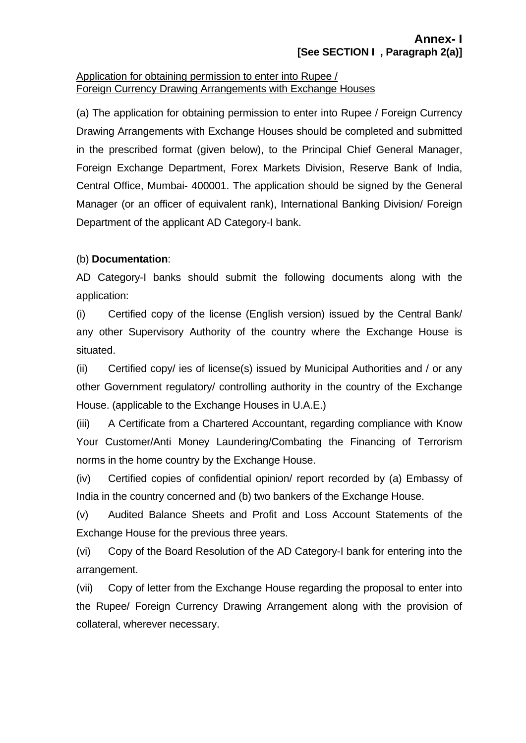**Annex- I**
**[See SECTION I , Paragraph 2(a)]**

Application for obtaining permission to enter into Rupee / Foreign Currency Drawing Arrangements with Exchange Houses

(a) The application for obtaining permission to enter into Rupee / Foreign Currency Drawing Arrangements with Exchange Houses should be completed and submitted in the prescribed format (given below), to the Principal Chief General Manager, Foreign Exchange Department, Forex Markets Division, Reserve Bank of India, Central Office, Mumbai- 400001. The application should be signed by the General Manager (or an officer of equivalent rank), International Banking Division/ Foreign Department of the applicant AD Category-I bank.

(b) **Documentation**:

AD Category-I banks should submit the following documents along with the application:

(i) Certified copy of the license (English version) issued by the Central Bank/ any other Supervisory Authority of the country where the Exchange House is situated.

(ii) Certified copy/ ies of license(s) issued by Municipal Authorities and / or any other Government regulatory/ controlling authority in the country of the Exchange House. (applicable to the Exchange Houses in U.A.E.)

(iii) A Certificate from a Chartered Accountant, regarding compliance with Know Your Customer/Anti Money Laundering/Combating the Financing of Terrorism norms in the home country by the Exchange House.

(iv) Certified copies of confidential opinion/ report recorded by (a) Embassy of India in the country concerned and (b) two bankers of the Exchange House.

(v) Audited Balance Sheets and Profit and Loss Account Statements of the Exchange House for the previous three years.

(vi) Copy of the Board Resolution of the AD Category-I bank for entering into the arrangement.

(vii) Copy of letter from the Exchange House regarding the proposal to enter into the Rupee/ Foreign Currency Drawing Arrangement along with the provision of collateral, wherever necessary.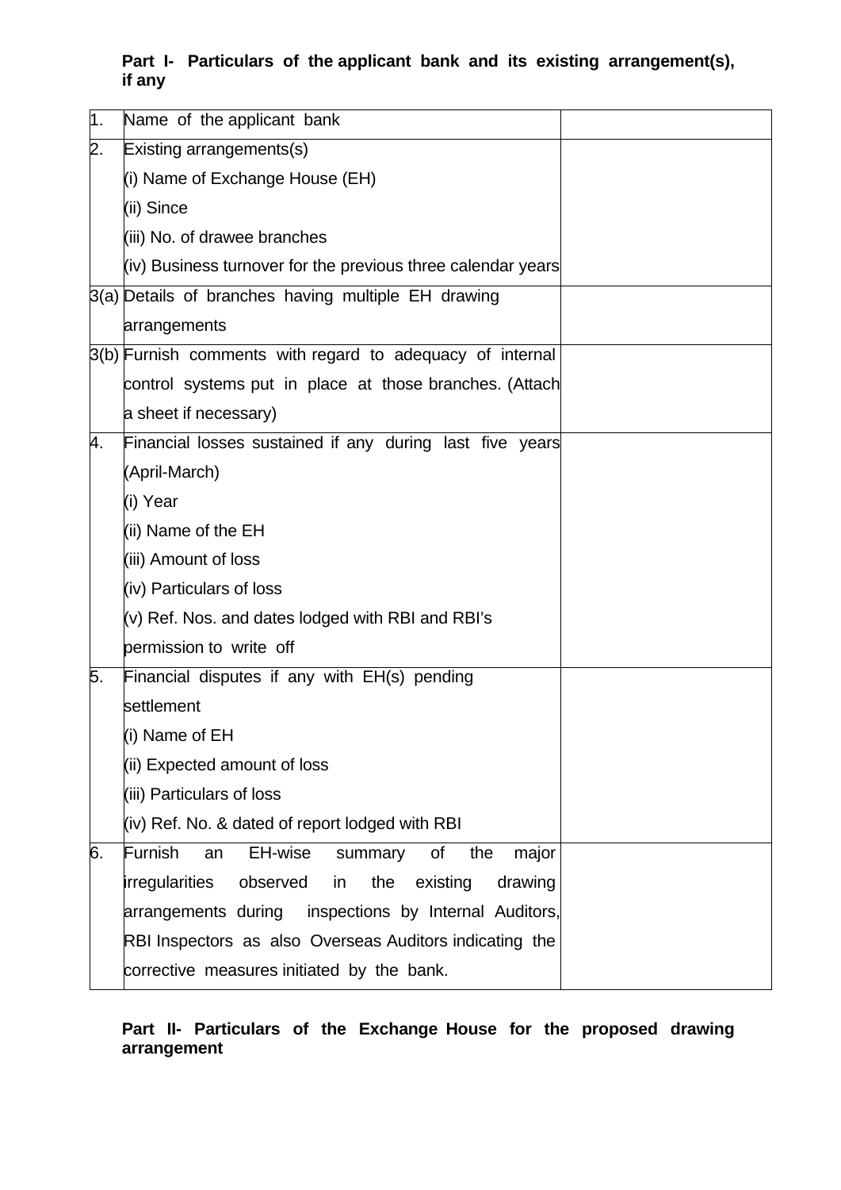**Part I- Particulars of the applicant bank and its existing arrangement(s), if any**

| | | |
|---|---|---|
| 1. | Name of the applicant bank | |
| 2. | Existing arrangements(s)<br>(i) Name of Exchange House (EH)<br>(ii) Since<br>(iii) No. of drawee branches<br>(iv) Business turnover for the previous three calendar years | |
| 3(a) | Details of branches having multiple EH drawing arrangements | |
| 3(b) | Furnish comments with regard to adequacy of internal control systems put in place at those branches. (Attach a sheet if necessary) | |
| 4. | Financial losses sustained if any during last five years (April-March)<br>(i) Year<br>(ii) Name of the EH<br>(iii) Amount of loss<br>(iv) Particulars of loss<br>(v) Ref. Nos. and dates lodged with RBI and RBI's permission to write off | |
| 5. | Financial disputes if any with EH(s) pending settlement<br>(i) Name of EH<br>(ii) Expected amount of loss<br>(iii) Particulars of loss<br>(iv) Ref. No. & dated of report lodged with RBI | |
| 6. | Furnish an EH-wise summary of the major irregularities observed in the existing drawing arrangements during inspections by Internal Auditors, RBI Inspectors as also Overseas Auditors indicating the corrective measures initiated by the bank. | |

**Part II- Particulars of the Exchange House for the proposed drawing arrangement**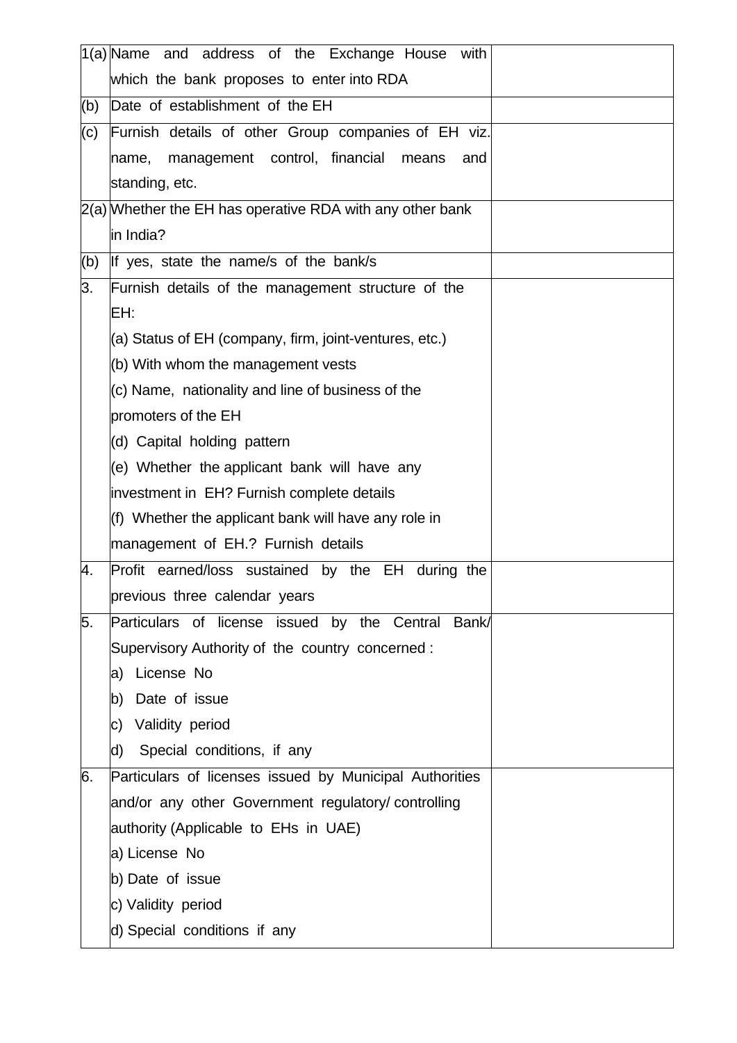| | | |
|---|---|---|
| 1(a) | Name and address of the Exchange House with which the bank proposes to enter into RDA | |
| (b) | Date of establishment of the EH | |
| (c) | Furnish details of other Group companies of EH viz. name, management control, financial means and standing, etc. | |
| 2(a) | Whether the EH has operative RDA with any other bank in India? | |
| (b) | If yes, state the name/s of the bank/s | |
| 3. | Furnish details of the management structure of the EH:<br>(a) Status of EH (company, firm, joint-ventures, etc.)<br>(b) With whom the management vests<br>(c) Name, nationality and line of business of the promoters of the EH<br>(d) Capital holding pattern<br>(e) Whether the applicant bank will have any investment in EH? Furnish complete details<br>(f) Whether the applicant bank will have any role in management of EH.? Furnish details | |
| 4. | Profit earned/loss sustained by the EH during the previous three calendar years | |
| 5. | Particulars of license issued by the Central Bank/ Supervisory Authority of the country concerned :<br>a) License No<br>b) Date of issue<br>c) Validity period<br>d) Special conditions, if any | |
| 6. | Particulars of licenses issued by Municipal Authorities and/or any other Government regulatory/ controlling authority (Applicable to EHs in UAE)<br>a) License No<br>b) Date of issue<br>c) Validity period<br>d) Special conditions if any | |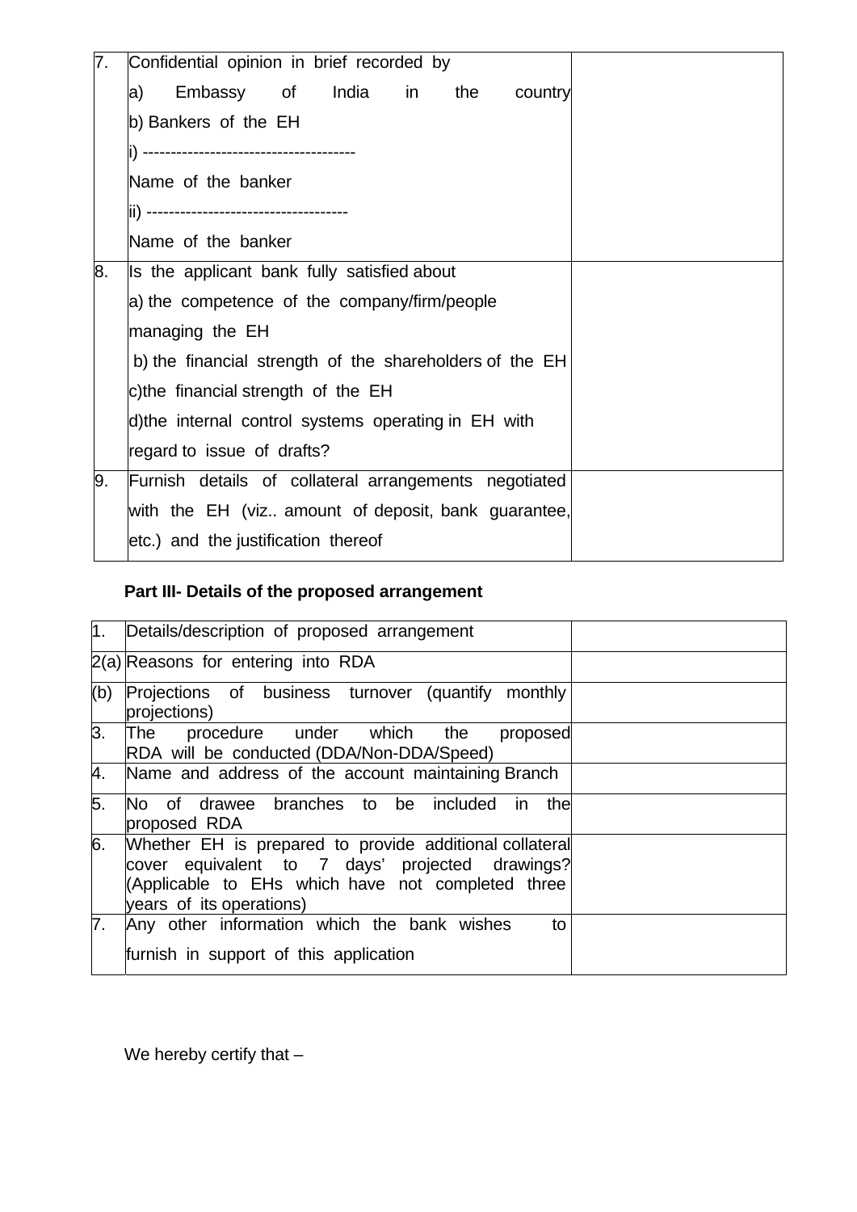| 7. | Confidential opinion in brief recorded by<br>a) Embassy of India in the country<br>b) Bankers of the EH<br>i) -------------------------------------<br>Name of the banker<br>ii) -----------------------------------<br>Name of the banker | |
|---|---|---|
| 8. | Is the applicant bank fully satisfied about<br>a) the competence of the company/firm/people managing the EH<br>b) the financial strength of the shareholders of the EH<br>c)the financial strength of the EH<br>d)the internal control systems operating in EH with regard to issue of drafts? | |
| 9. | Furnish details of collateral arrangements negotiated with the EH (viz.. amount of deposit, bank guarantee, etc.) and the justification thereof | |

**Part III- Details of the proposed arrangement**

| 1. | Details/description of proposed arrangement | |
|---|---|---|
| 2(a) | Reasons for entering into RDA | |
| (b) | Projections of business turnover (quantify monthly projections) | |
| 3. | The procedure under which the proposed RDA will be conducted (DDA/Non-DDA/Speed) | |
| 4. | Name and address of the account maintaining Branch | |
| 5. | No of drawee branches to be included in the proposed RDA | |
| 6. | Whether EH is prepared to provide additional collateral cover equivalent to 7 days' projected drawings? (Applicable to EHs which have not completed three years of its operations) | |
| 7. | Any other information which the bank wishes to furnish in support of this application | |

We hereby certify that –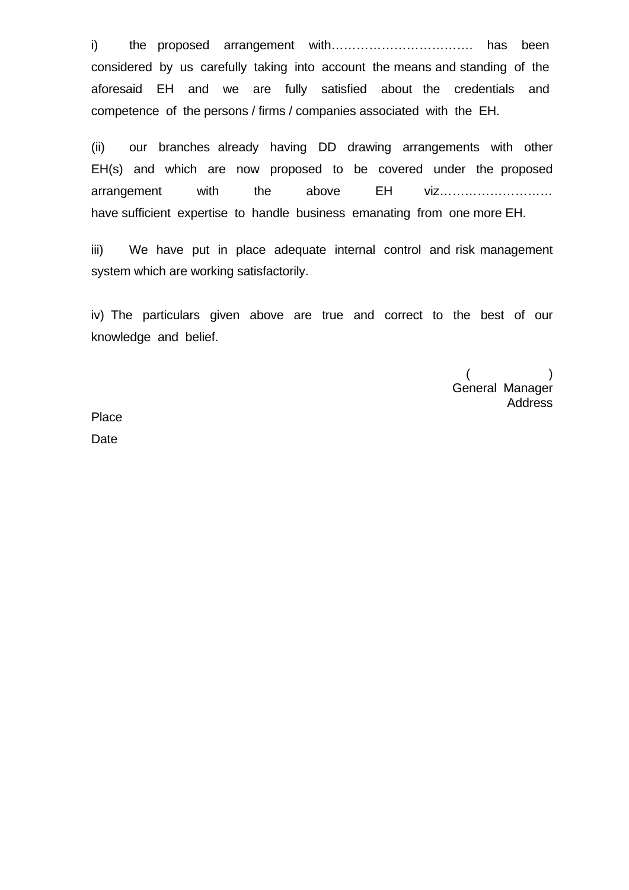i) the proposed arrangement with……………………………. has been considered by us carefully taking into account the means and standing of the aforesaid EH and we are fully satisfied about the credentials and competence of the persons / firms / companies associated with the EH.

(ii) our branches already having DD drawing arrangements with other EH(s) and which are now proposed to be covered under the proposed arrangement with the above EH viz……………………… have sufficient expertise to handle business emanating from one more EH.

iii) We have put in place adequate internal control and risk management system which are working satisfactorily.

iv) The particulars given above are true and correct to the best of our knowledge and belief.

( )
General Manager
Address

Place

Date